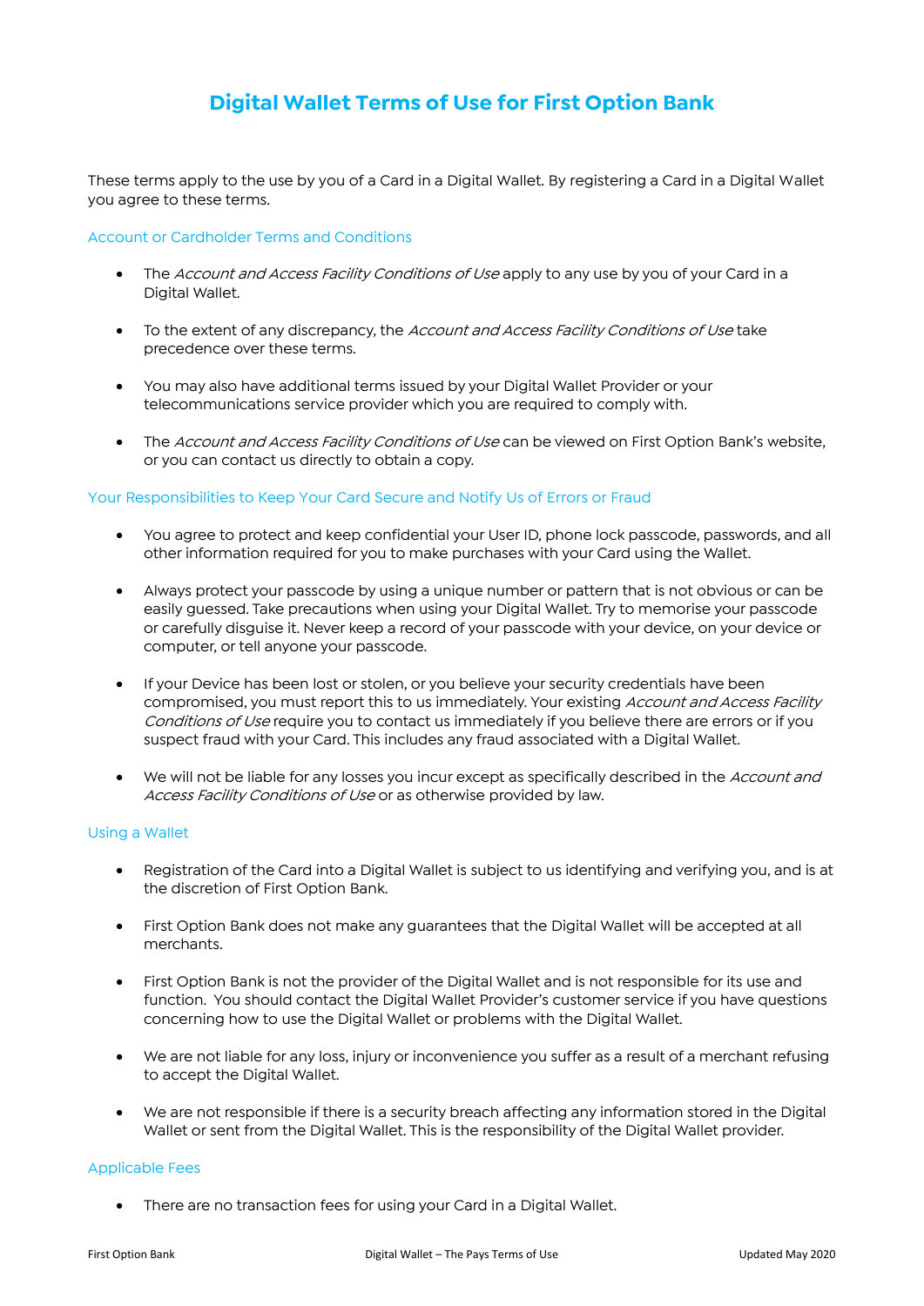# Digital Wallet Terms of Use for First Option Bank

These terms apply to the use by you of a Card in a Digital Wallet. By registering a Card in a Digital Wallet you agree to these terms.

## Account or Cardholder Terms and Conditions

- The *Account and Access Facility Conditions of Use* apply to any use by you of your Card in a Digital Wallet.
- To the extent of any discrepancy, the *Account and Access Facility Conditions of Use* take precedence over these terms.
- You may also have additional terms issued by your Digital Wallet Provider or your telecommunications service provider which you are required to comply with.
- The *Account and Access Facility Conditions of Use* can be viewed on First Option Bank's website, or you can contact us directly to obtain a copy.

## Your Responsibilities to Keep Your Card Secure and Notify Us of Errors or Fraud

- You agree to protect and keep confidential your User ID, phone lock passcode, passwords, and all other information required for you to make purchases with your Card using the Wallet.
- Always protect your passcode by using a unique number or pattern that is not obvious or can be easily guessed. Take precautions when using your Digital Wallet. Try to memorise your passcode or carefully disguise it. Never keep a record of your passcode with your device, on your device or computer, or tell anyone your passcode.
- If your Device has been lost or stolen, or you believe your security credentials have been compromised, you must report this to us immediately. Your existing *Account and Access Facility Conditions of Use* require you to contact us immediately if you believe there are errors or if you suspect fraud with your Card. This includes any fraud associated with a Digital Wallet.
- We will not be liable for any losses you incur except as specifically described in the *Account and Access Facility Conditions of Use* or as otherwise provided by law.

## Using a Wallet

- Registration of the Card into a Digital Wallet is subject to us identifying and verifying you, and is at the discretion of First Option Bank.
- First Option Bank does not make any guarantees that the Digital Wallet will be accepted at all merchants.
- First Option Bank is not the provider of the Digital Wallet and is not responsible for its use and function. You should contact the Digital Wallet Provider's customer service if you have questions concerning how to use the Digital Wallet or problems with the Digital Wallet.
- We are not liable for any loss, injury or inconvenience you suffer as a result of a merchant refusing to accept the Digital Wallet.
- We are not responsible if there is a security breach affecting any information stored in the Digital Wallet or sent from the Digital Wallet. This is the responsibility of the Digital Wallet provider.

## Applicable Fees

- There are no transaction fees for using your Card in a Digital Wallet.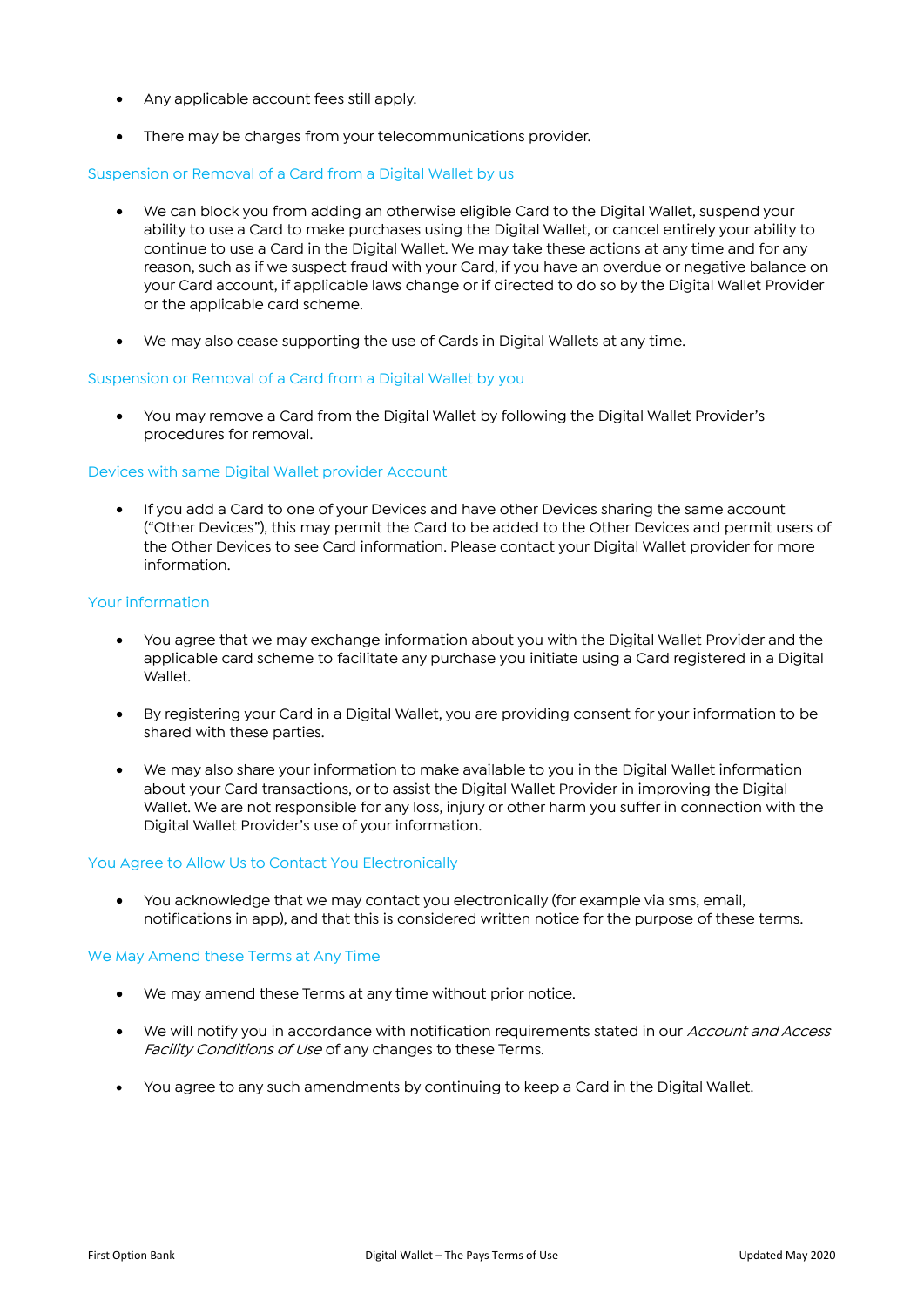- Any applicable account fees still apply.
- There may be charges from your telecommunications provider.

### Suspension or Removal of a Card from a Digital Wallet by us

- We can block you from adding an otherwise eligible Card to the Digital Wallet, suspend your ability to use a Card to make purchases using the Digital Wallet, or cancel entirely your ability to continue to use a Card in the Digital Wallet. We may take these actions at any time and for any reason, such as if we suspect fraud with your Card, if you have an overdue or negative balance on your Card account, if applicable laws change or if directed to do so by the Digital Wallet Provider or the applicable card scheme.
- We may also cease supporting the use of Cards in Digital Wallets at any time.

### Suspension or Removal of a Card from a Digital Wallet by you

- You may remove a Card from the Digital Wallet by following the Digital Wallet Provider's procedures for removal.

### Devices with same Digital Wallet provider Account

- If you add a Card to one of your Devices and have other Devices sharing the same account ("Other Devices"), this may permit the Card to be added to the Other Devices and permit users of the Other Devices to see Card information. Please contact your Digital Wallet provider for more information.

### Your information

- You agree that we may exchange information about you with the Digital Wallet Provider and the applicable card scheme to facilitate any purchase you initiate using a Card registered in a Digital Wallet.
- By registering your Card in a Digital Wallet, you are providing consent for your information to be shared with these parties.
- We may also share your information to make available to you in the Digital Wallet information about your Card transactions, or to assist the Digital Wallet Provider in improving the Digital Wallet. We are not responsible for any loss, injury or other harm you suffer in connection with the Digital Wallet Provider's use of your information.

### You Agree to Allow Us to Contact You Electronically

- You acknowledge that we may contact you electronically (for example via sms, email, notifications in app), and that this is considered written notice for the purpose of these terms.

### We May Amend these Terms at Any Time

- We may amend these Terms at any time without prior notice.
- We will notify you in accordance with notification requirements stated in our *Account and Access Facility Conditions of Use* of any changes to these Terms.
- You agree to any such amendments by continuing to keep a Card in the Digital Wallet.